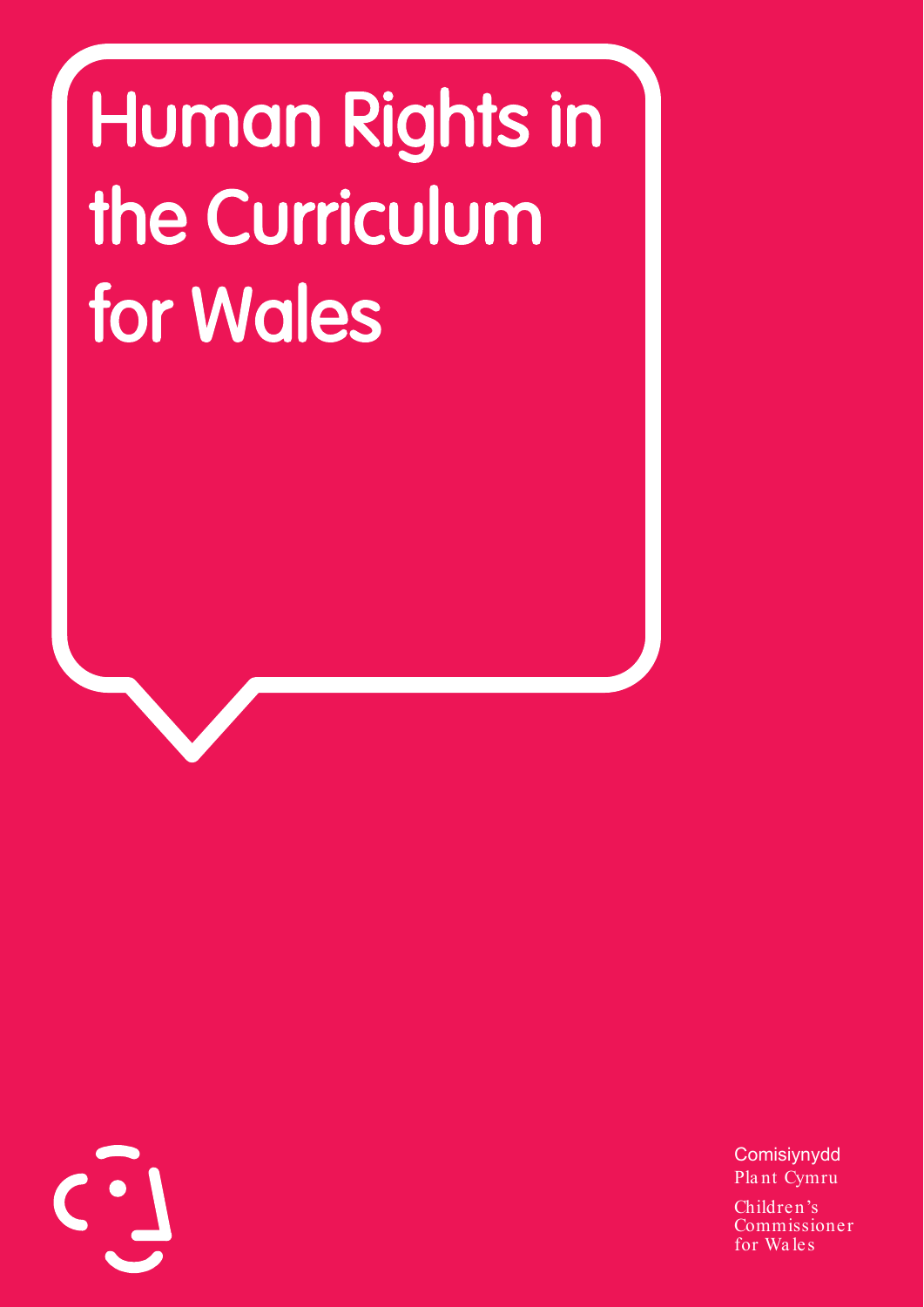# Human Rights in the Curriculum for Wales

Comisiynydd Plant Cymru

Children's Commissioner for Wales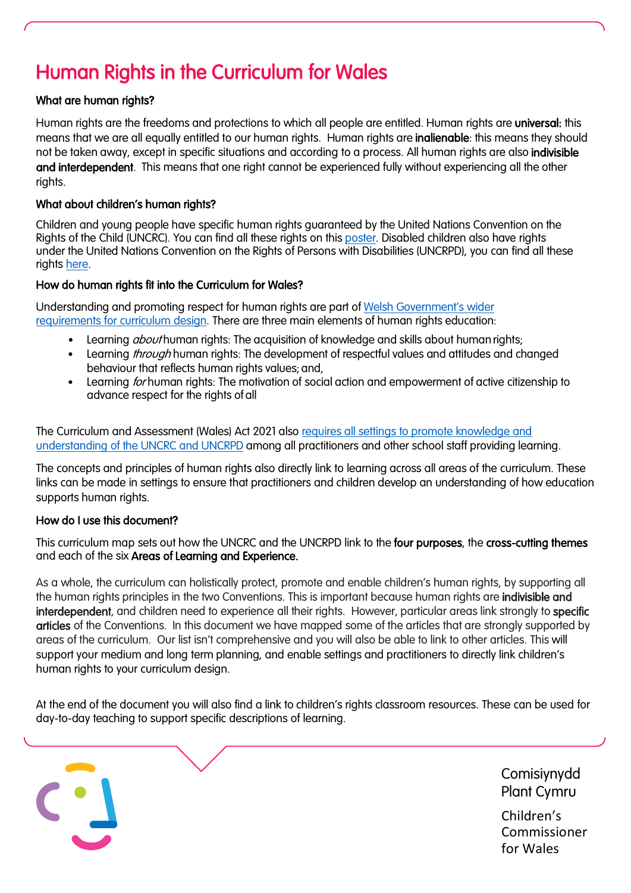# Human Rights in the Curriculum for Wales

### What are human rights?

Human rights are the freedoms and protections to which all people are entitled. Human rights are **universal:** this means that we are all equally entitled to our human rights. Human rights are **inalienable**: this means they should not be taken away, except in specific situations and according to a process. All human rights are also **indivisible and interdependent**. This means that one right cannot be experienced fully without experiencing all the other rights.

### What about children's human rights?

Children and young people have specific human rights guaranteed by the United Nations Convention on the Rights of the Child (UNCRC). You can find all these rights on this poster. Disabled children also have rights under the United Nations Convention on the Rights of Persons with Disabilities (UNCRPD), you can find all these rights here.

### How do human rights fit into the Curriculum for Wales?

Understanding and promoting respect for human rights are part of Welsh Government's wider requirements for curriculum design. There are three main elements of human rights education:

- Learning *about* human rights: The acquisition of knowledge and skills about human rights;
- Learning *through* human rights: The development of respectful values and attitudes and changed behaviour that reflects human rights values; and,
- Learning *for* human rights: The motivation of social action and empowerment of active citizenship to advance respect for the rights of all

The Curriculum and Assessment (Wales) Act 2021 also requires all settings to promote knowledge and understanding of the UNCRC and UNCRPD among all practitioners and other school staff providing learning.

The concepts and principles of human rights also directly link to learning across all areas of the curriculum. These links can be made in settings to ensure that practitioners and children develop an understanding of how education supports human rights.

### How do I use this document?

This curriculum map sets out how the UNCRC and the UNCRPD link to the **four purposes**, the **cross-cutting themes** and each of the six **Areas of Learning and Experience.**

As a whole, the curriculum can holistically protect, promote and enable children's human rights, by supporting all the human rights principles in the two Conventions. This is important because human rights are **indivisible and interdependent**, and children need to experience all their rights. However, particular areas link strongly to **specific articles** of the Conventions. In this document we have mapped some of the articles that are strongly supported by areas of the curriculum. Our list isn't comprehensive and you will also be able to link to other articles. This will support your medium and long term planning, and enable settings and practitioners to directly link children's human rights to your curriculum design.

At the end of the document you will also find a link to children's rights classroom resources. These can be used for day-to-day teaching to support specific descriptions of learning.

Comisiynydd Plant Cymru

Children's Commissioner for Wales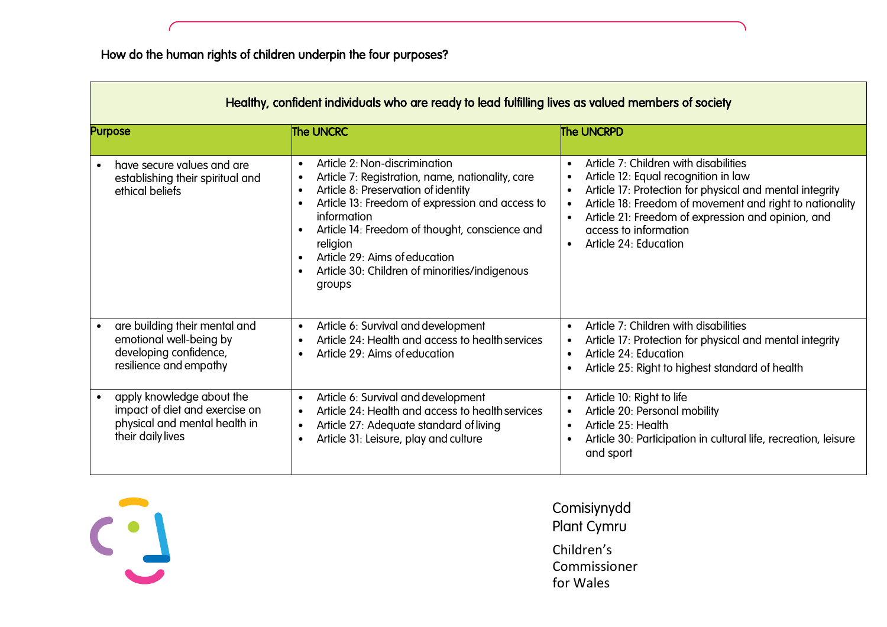How do the human rights of children underpin the four purposes?

| Healthy, confident individuals who are ready to lead fulfilling lives as valued members of society | | |
|---|---|---|
| **Purpose** | **The UNCRC** | **The UNCRPD** |
| • have secure values and are establishing their spiritual and ethical beliefs | • Article 2: Non-discrimination<br>• Article 7: Registration, name, nationality, care<br>• Article 8: Preservation of identity<br>• Article 13: Freedom of expression and access to information<br>• Article 14: Freedom of thought, conscience and religion<br>• Article 29: Aims of education<br>• Article 30: Children of minorities/indigenous groups | • Article 7: Children with disabilities<br>• Article 12: Equal recognition in law<br>• Article 17: Protection for physical and mental integrity<br>• Article 18: Freedom of movement and right to nationality<br>• Article 21: Freedom of expression and opinion, and access to information<br>• Article 24: Education |
| • are building their mental and emotional well-being by developing confidence, resilience and empathy | • Article 6: Survival and development<br>• Article 24: Health and access to health services<br>• Article 29: Aims of education | • Article 7: Children with disabilities<br>• Article 17: Protection for physical and mental integrity<br>• Article 24: Education<br>• Article 25: Right to highest standard of health |
| • apply knowledge about the impact of diet and exercise on physical and mental health in their daily lives | • Article 6: Survival and development<br>• Article 24: Health and access to health services<br>• Article 27: Adequate standard of living<br>• Article 31: Leisure, play and culture | • Article 10: Right to life<br>• Article 20: Personal mobility<br>• Article 25: Health<br>• Article 30: Participation in cultural life, recreation, leisure and sport |

Comisiynydd Plant Cymru

Children's Commissioner for Wales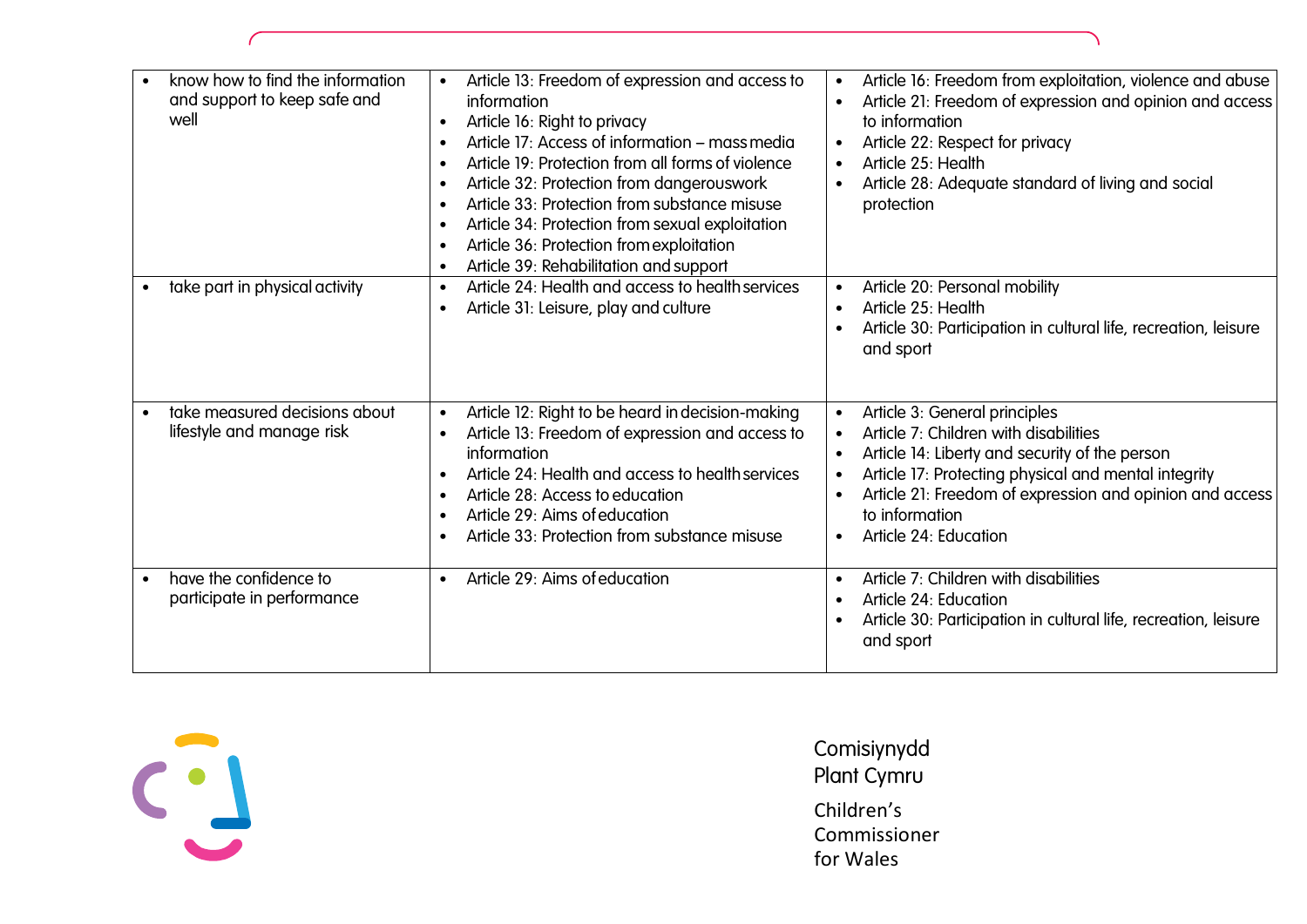| | | |
|---|---|---|
| • know how to find the information and support to keep safe and well | • Article 13: Freedom of expression and access to information<br>• Article 16: Right to privacy<br>• Article 17: Access of information – mass media<br>• Article 19: Protection from all forms of violence<br>• Article 32: Protection from dangerous work<br>• Article 33: Protection from substance misuse<br>• Article 34: Protection from sexual exploitation<br>• Article 36: Protection from exploitation<br>• Article 39: Rehabilitation and support | • Article 16: Freedom from exploitation, violence and abuse<br>• Article 21: Freedom of expression and opinion and access to information<br>• Article 22: Respect for privacy<br>• Article 25: Health<br>• Article 28: Adequate standard of living and social protection |
| • take part in physical activity | • Article 24: Health and access to health services<br>• Article 31: Leisure, play and culture | • Article 20: Personal mobility<br>• Article 25: Health<br>• Article 30: Participation in cultural life, recreation, leisure and sport |
| • take measured decisions about lifestyle and manage risk | • Article 12: Right to be heard in decision-making<br>• Article 13: Freedom of expression and access to information<br>• Article 24: Health and access to health services<br>• Article 28: Access to education<br>• Article 29: Aims of education<br>• Article 33: Protection from substance misuse | • Article 3: General principles<br>• Article 7: Children with disabilities<br>• Article 14: Liberty and security of the person<br>• Article 17: Protecting physical and mental integrity<br>• Article 21: Freedom of expression and opinion and access to information<br>• Article 24: Education |
| • have the confidence to participate in performance | • Article 29: Aims of education | • Article 7: Children with disabilities<br>• Article 24: Education<br>• Article 30: Participation in cultural life, recreation, leisure and sport |

Comisiynydd Plant Cymru

Children's Commissioner for Wales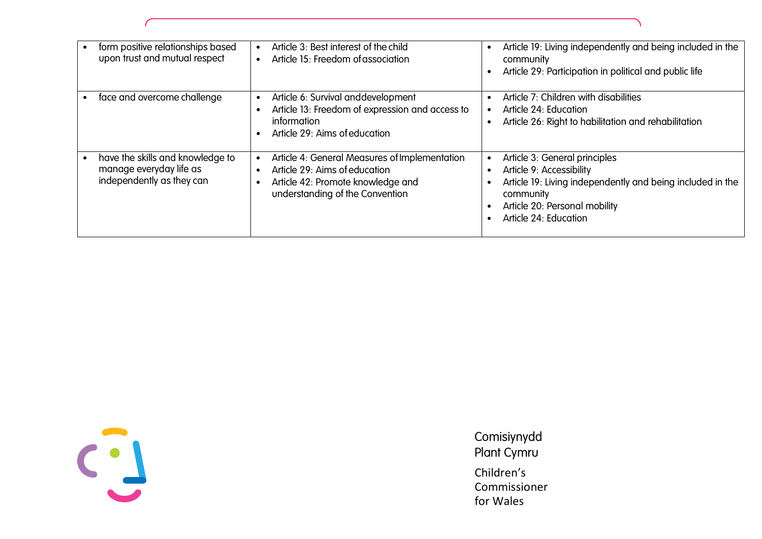| | | |
|---|---|---|
| • form positive relationships based upon trust and mutual respect | • Article 3: Best interest of the child<br>• Article 15: Freedom of association | • Article 19: Living independently and being included in the community<br>• Article 29: Participation in political and public life |
| • face and overcome challenge | • Article 6: Survival and development<br>• Article 13: Freedom of expression and access to information<br>• Article 29: Aims of education | • Article 7: Children with disabilities<br>• Article 24: Education<br>• Article 26: Right to habilitation and rehabilitation |
| • have the skills and knowledge to manage everyday life as independently as they can | • Article 4: General Measures of Implementation<br>• Article 29: Aims of education<br>• Article 42: Promote knowledge and understanding of the Convention | • Article 3: General principles<br>• Article 9: Accessibility<br>• Article 19: Living independently and being included in the community<br>• Article 20: Personal mobility<br>• Article 24: Education |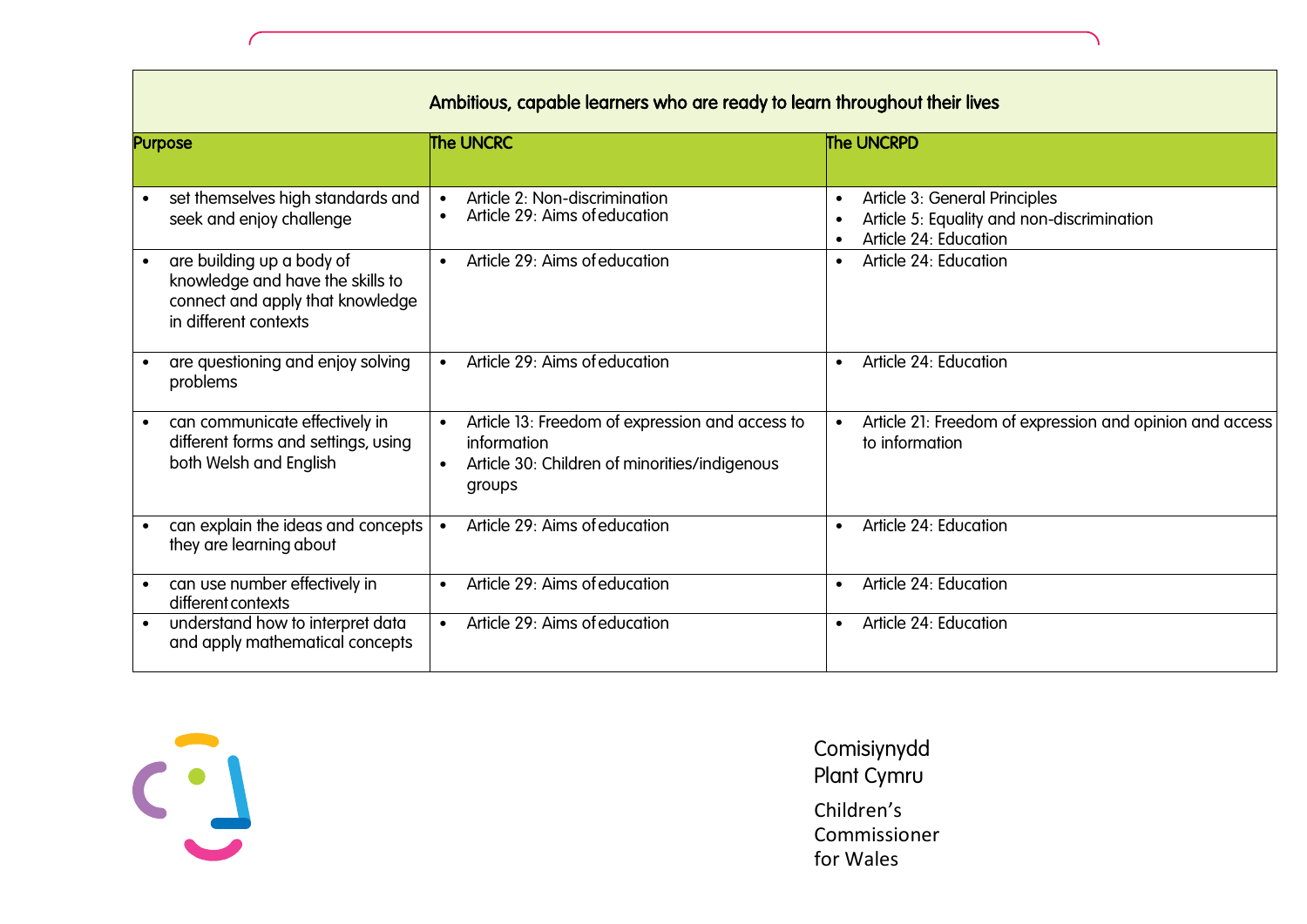| Ambitious, capable learners who are ready to learn throughout their lives | | |
|---|---|---|
| **Purpose** | **The UNCRC** | **The UNCRPD** |
| • set themselves high standards and seek and enjoy challenge | • Article 2: Non-discrimination<br>• Article 29: Aims of education | • Article 3: General Principles<br>• Article 5: Equality and non-discrimination<br>• Article 24: Education |
| • are building up a body of knowledge and have the skills to connect and apply that knowledge in different contexts | • Article 29: Aims of education | • Article 24: Education |
| • are questioning and enjoy solving problems | • Article 29: Aims of education | • Article 24: Education |
| • can communicate effectively in different forms and settings, using both Welsh and English | • Article 13: Freedom of expression and access to information<br>• Article 30: Children of minorities/indigenous groups | • Article 21: Freedom of expression and opinion and access to information |
| • can explain the ideas and concepts they are learning about | • Article 29: Aims of education | • Article 24: Education |
| • can use number effectively in different contexts | • Article 29: Aims of education | • Article 24: Education |
| • understand how to interpret data and apply mathematical concepts | • Article 29: Aims of education | • Article 24: Education |

Comisiynydd Plant Cymru

Children's Commissioner for Wales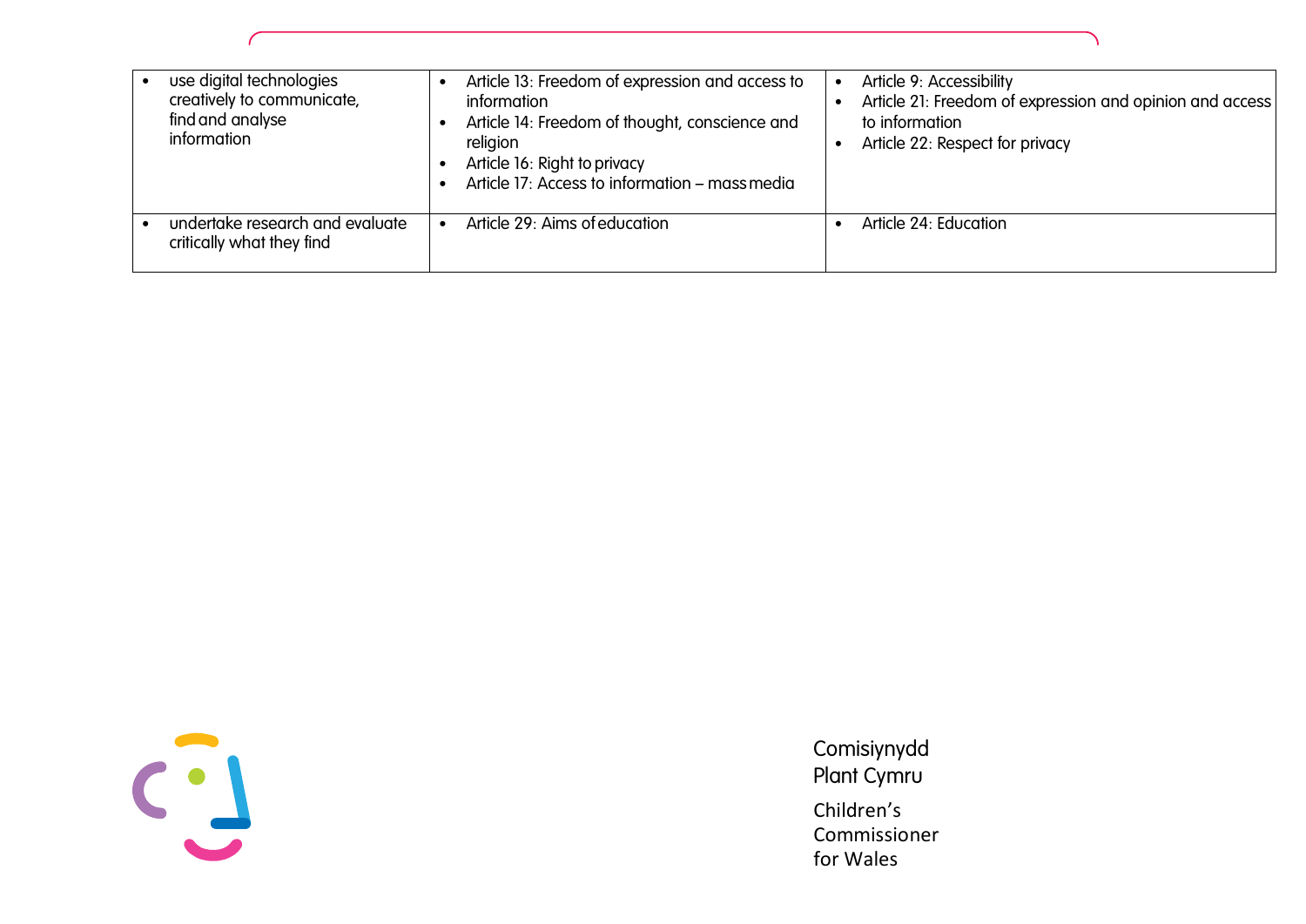| | | |
|---|---|---|
| • use digital technologies creatively to communicate, find and analyse information | • Article 13: Freedom of expression and access to information<br>• Article 14: Freedom of thought, conscience and religion<br>• Article 16: Right to privacy<br>• Article 17: Access to information – mass media | • Article 9: Accessibility<br>• Article 21: Freedom of expression and opinion and access to information<br>• Article 22: Respect for privacy |
| • undertake research and evaluate critically what they find | • Article 29: Aims of education | • Article 24: Education |

Comisiynydd Plant Cymru

Children's Commissioner for Wales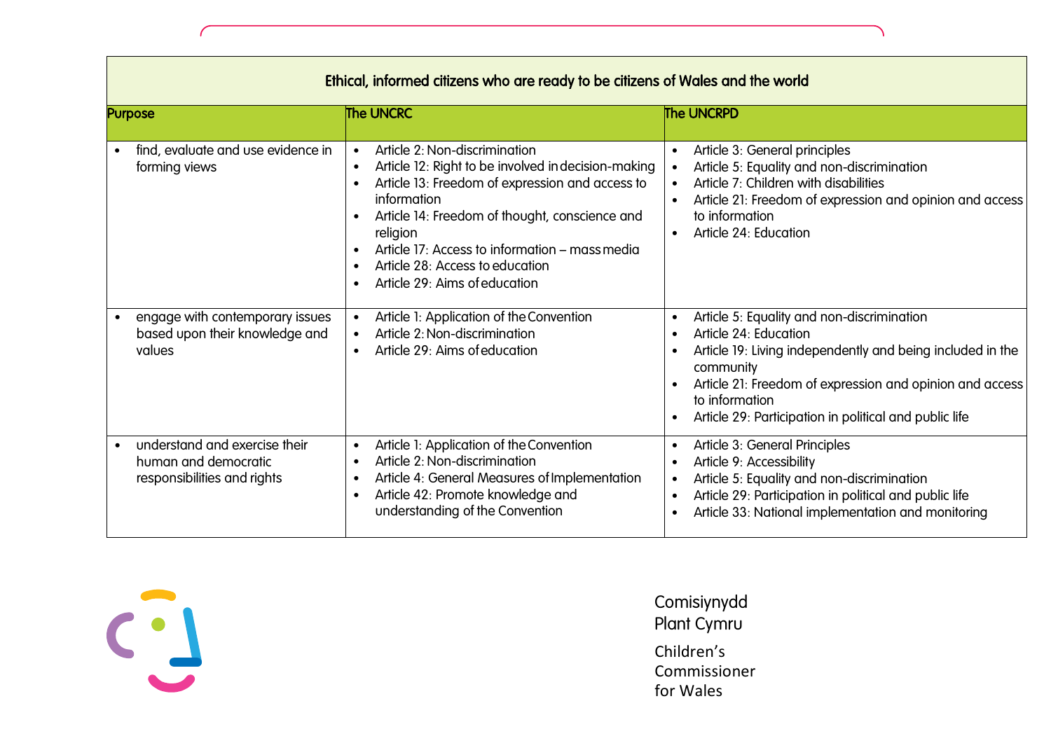| Ethical, informed citizens who are ready to be citizens of Wales and the world | | |
|---|---|---|
| **Purpose** | **The UNCRC** | **The UNCRPD** |
| • find, evaluate and use evidence in forming views | • Article 2: Non-discrimination<br>• Article 12: Right to be involved in decision-making<br>• Article 13: Freedom of expression and access to information<br>• Article 14: Freedom of thought, conscience and religion<br>• Article 17: Access to information – mass media<br>• Article 28: Access to education<br>• Article 29: Aims of education | • Article 3: General principles<br>• Article 5: Equality and non-discrimination<br>• Article 7: Children with disabilities<br>• Article 21: Freedom of expression and opinion and access to information<br>• Article 24: Education |
| • engage with contemporary issues based upon their knowledge and values | • Article 1: Application of the Convention<br>• Article 2: Non-discrimination<br>• Article 29: Aims of education | • Article 5: Equality and non-discrimination<br>• Article 24: Education<br>• Article 19: Living independently and being included in the community<br>• Article 21: Freedom of expression and opinion and access to information<br>• Article 29: Participation in political and public life |
| • understand and exercise their human and democratic responsibilities and rights | • Article 1: Application of the Convention<br>• Article 2: Non-discrimination<br>• Article 4: General Measures of Implementation<br>• Article 42: Promote knowledge and understanding of the Convention | • Article 3: General Principles<br>• Article 9: Accessibility<br>• Article 5: Equality and non-discrimination<br>• Article 29: Participation in political and public life<br>• Article 33: National implementation and monitoring |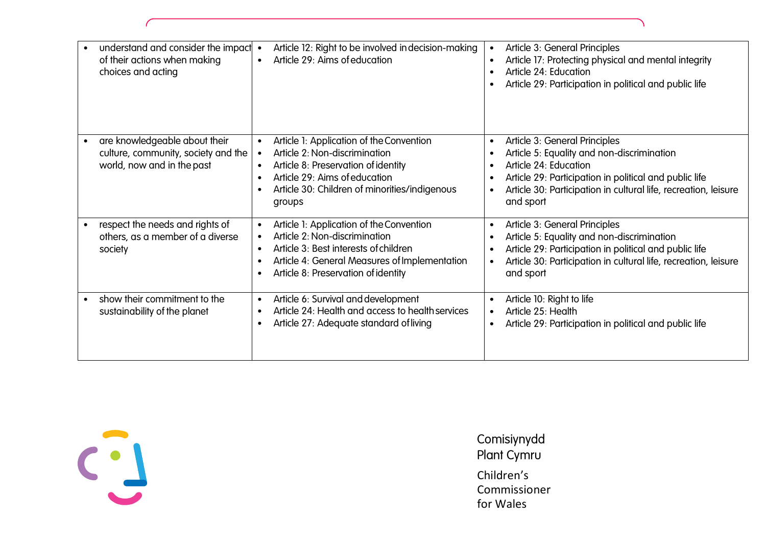| | | |
|---|---|---|
| • understand and consider the impact of their actions when making choices and acting | • Article 12: Right to be involved in decision-making<br>• Article 29: Aims of education | • Article 3: General Principles<br>• Article 17: Protecting physical and mental integrity<br>• Article 24: Education<br>• Article 29: Participation in political and public life |
| • are knowledgeable about their culture, community, society and the world, now and in the past | • Article 1: Application of the Convention<br>• Article 2: Non-discrimination<br>• Article 8: Preservation of identity<br>• Article 29: Aims of education<br>• Article 30: Children of minorities/indigenous groups | • Article 3: General Principles<br>• Article 5: Equality and non-discrimination<br>• Article 24: Education<br>• Article 29: Participation in political and public life<br>• Article 30: Participation in cultural life, recreation, leisure and sport |
| • respect the needs and rights of others, as a member of a diverse society | • Article 1: Application of the Convention<br>• Article 2: Non-discrimination<br>• Article 3: Best interests of children<br>• Article 4: General Measures of Implementation<br>• Article 8: Preservation of identity | • Article 3: General Principles<br>• Article 5: Equality and non-discrimination<br>• Article 29: Participation in political and public life<br>• Article 30: Participation in cultural life, recreation, leisure and sport |
| • show their commitment to the sustainability of the planet | • Article 6: Survival and development<br>• Article 24: Health and access to health services<br>• Article 27: Adequate standard of living | • Article 10: Right to life<br>• Article 25: Health<br>• Article 29: Participation in political and public life |

Comisiynydd Plant Cymru

Children's Commissioner for Wales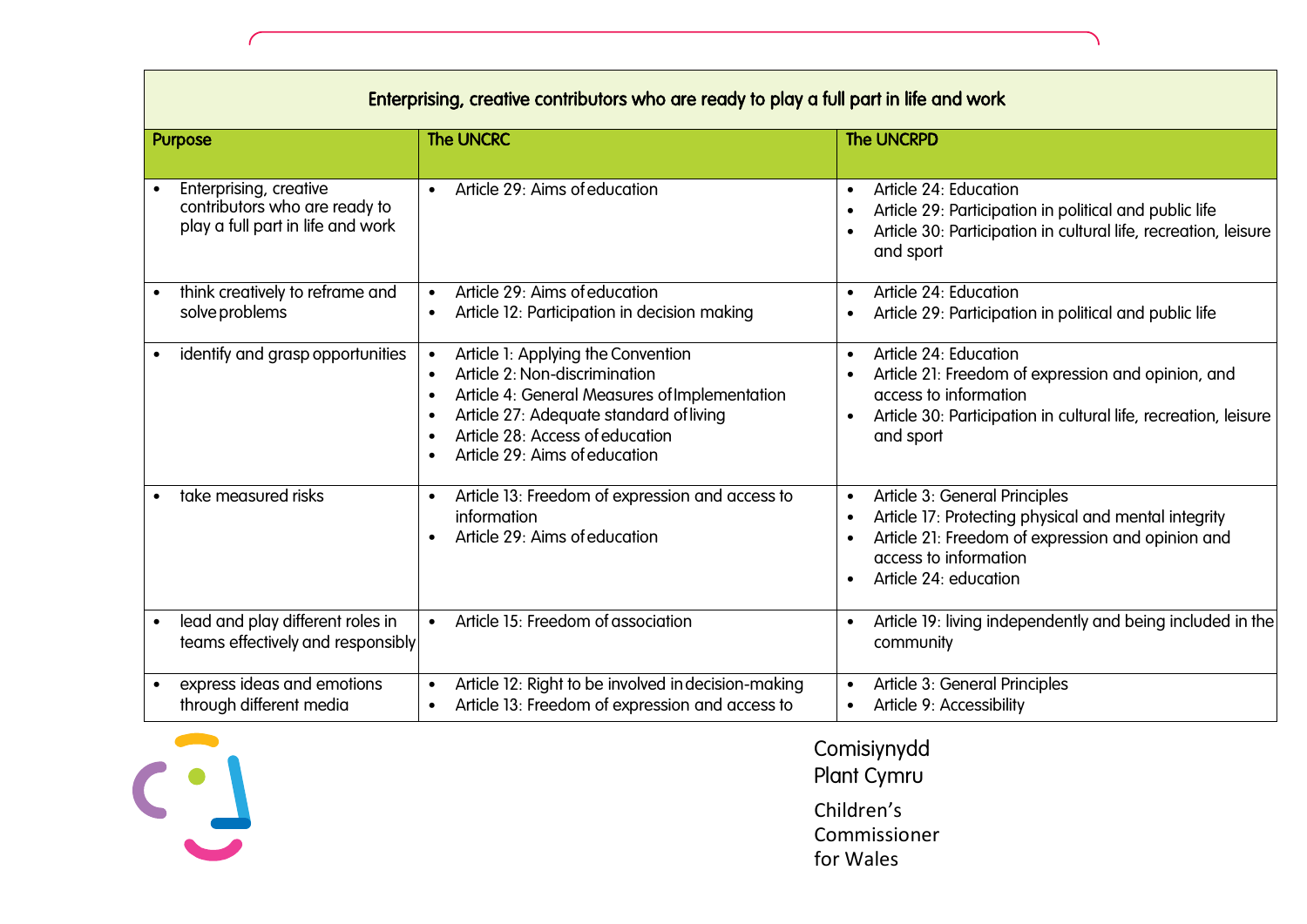| Enterprising, creative contributors who are ready to play a full part in life and work | | |
|---|---|---|
| **Purpose** | **The UNCRC** | **The UNCRPD** |
| • Enterprising, creative contributors who are ready to play a full part in life and work | • Article 29: Aims of education | • Article 24: Education<br>• Article 29: Participation in political and public life<br>• Article 30: Participation in cultural life, recreation, leisure and sport |
| • think creatively to reframe and solve problems | • Article 29: Aims of education<br>• Article 12: Participation in decision making | • Article 24: Education<br>• Article 29: Participation in political and public life |
| • identify and grasp opportunities | • Article 1: Applying the Convention<br>• Article 2: Non-discrimination<br>• Article 4: General Measures of Implementation<br>• Article 27: Adequate standard of living<br>• Article 28: Access of education<br>• Article 29: Aims of education | • Article 24: Education<br>• Article 21: Freedom of expression and opinion, and access to information<br>• Article 30: Participation in cultural life, recreation, leisure and sport |
| • take measured risks | • Article 13: Freedom of expression and access to information<br>• Article 29: Aims of education | • Article 3: General Principles<br>• Article 17: Protecting physical and mental integrity<br>• Article 21: Freedom of expression and opinion and access to information<br>• Article 24: education |
| • lead and play different roles in teams effectively and responsibly | • Article 15: Freedom of association | • Article 19: living independently and being included in the community |
| • express ideas and emotions through different media | • Article 12: Right to be involved in decision-making<br>• Article 13: Freedom of expression and access to | • Article 3: General Principles<br>• Article 9: Accessibility |

Comisiynydd Plant Cymru

Children's Commissioner for Wales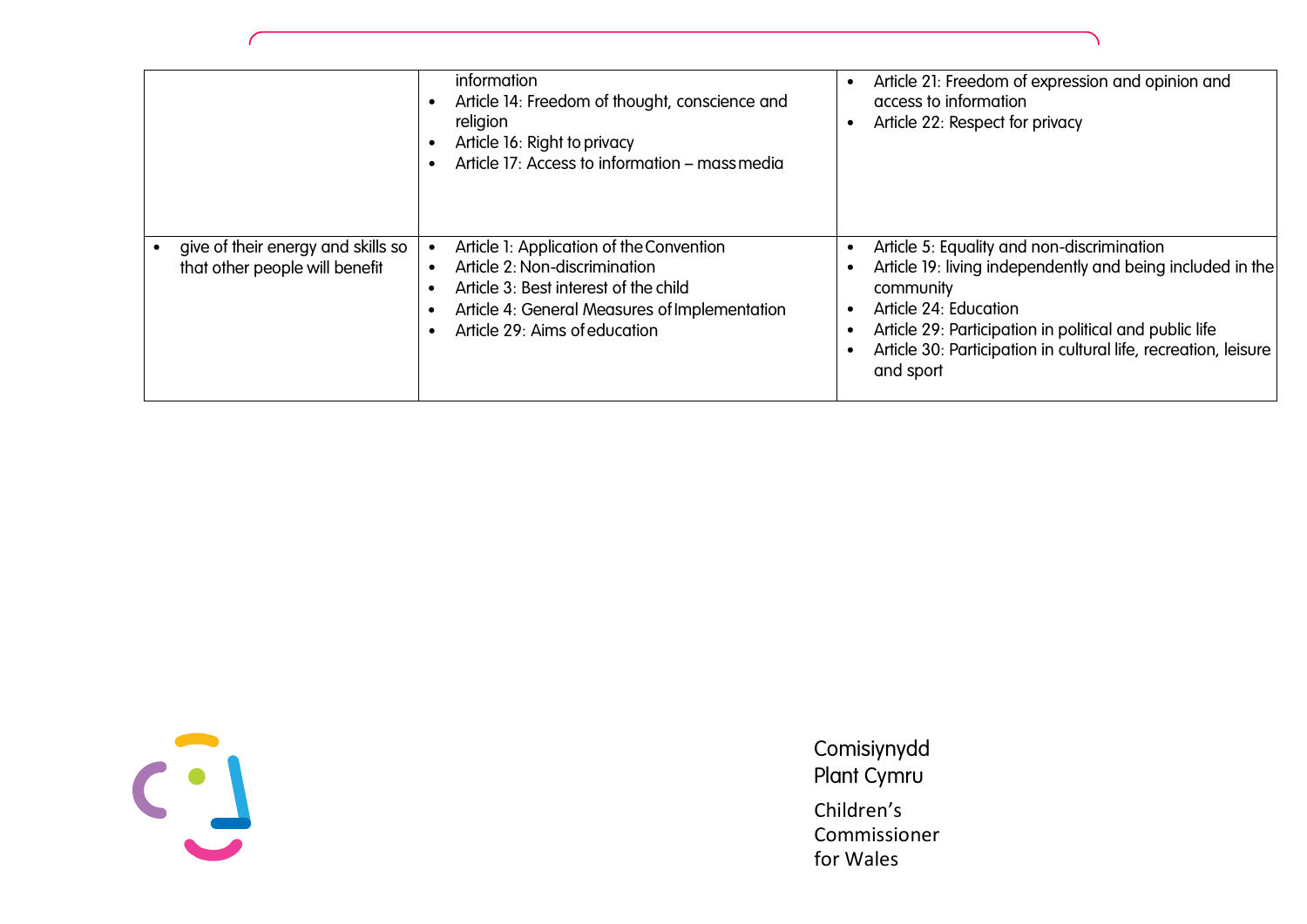| | | |
|---|---|---|
| | information<br>• Article 14: Freedom of thought, conscience and religion<br>• Article 16: Right to privacy<br>• Article 17: Access to information – mass media | • Article 21: Freedom of expression and opinion and access to information<br>• Article 22: Respect for privacy |
| • give of their energy and skills so that other people will benefit | • Article 1: Application of the Convention<br>• Article 2: Non-discrimination<br>• Article 3: Best interest of the child<br>• Article 4: General Measures of Implementation<br>• Article 29: Aims of education | • Article 5: Equality and non-discrimination<br>• Article 19: living independently and being included in the community<br>• Article 24: Education<br>• Article 29: Participation in political and public life<br>• Article 30: Participation in cultural life, recreation, leisure and sport |

Comisiynydd Plant Cymru

Children's Commissioner for Wales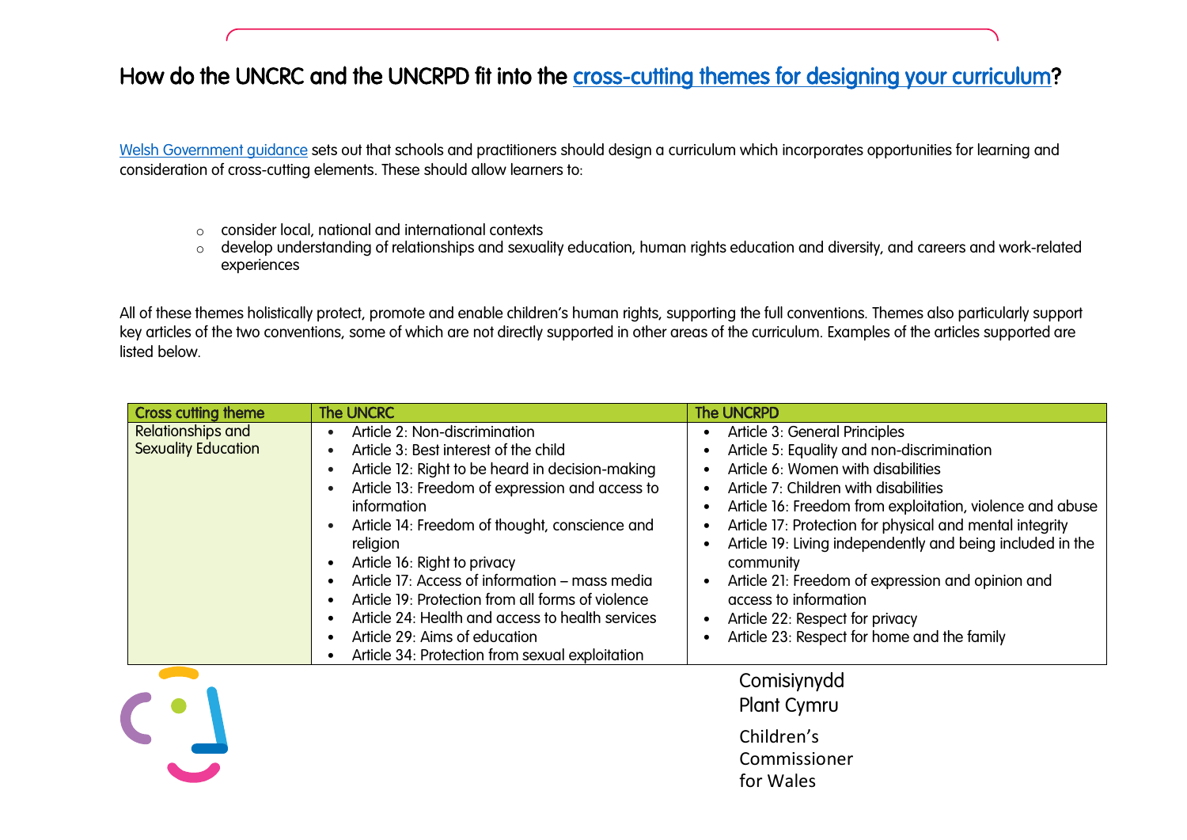## How do the UNCRC and the UNCRPD fit into the [cross-cutting themes for designing your curriculum](#)?

[Welsh Government guidance](#) sets out that schools and practitioners should design a curriculum which incorporates opportunities for learning and consideration of cross-cutting elements. These should allow learners to:

- consider local, national and international contexts
- develop understanding of relationships and sexuality education, human rights education and diversity, and careers and work-related experiences

All of these themes holistically protect, promote and enable children's human rights, supporting the full conventions. Themes also particularly support key articles of the two conventions, some of which are not directly supported in other areas of the curriculum. Examples of the articles supported are listed below.

| Cross cutting theme | The UNCRC | The UNCRPD |
|---|---|---|
| Relationships and Sexuality Education | • Article 2: Non-discrimination<br>• Article 3: Best interest of the child<br>• Article 12: Right to be heard in decision-making<br>• Article 13: Freedom of expression and access to information<br>• Article 14: Freedom of thought, conscience and religion<br>• Article 16: Right to privacy<br>• Article 17: Access of information – mass media<br>• Article 19: Protection from all forms of violence<br>• Article 24: Health and access to health services<br>• Article 29: Aims of education<br>• Article 34: Protection from sexual exploitation | • Article 3: General Principles<br>• Article 5: Equality and non-discrimination<br>• Article 6: Women with disabilities<br>• Article 7: Children with disabilities<br>• Article 16: Freedom from exploitation, violence and abuse<br>• Article 17: Protection for physical and mental integrity<br>• Article 19: Living independently and being included in the community<br>• Article 21: Freedom of expression and opinion and access to information<br>• Article 22: Respect for privacy<br>• Article 23: Respect for home and the family |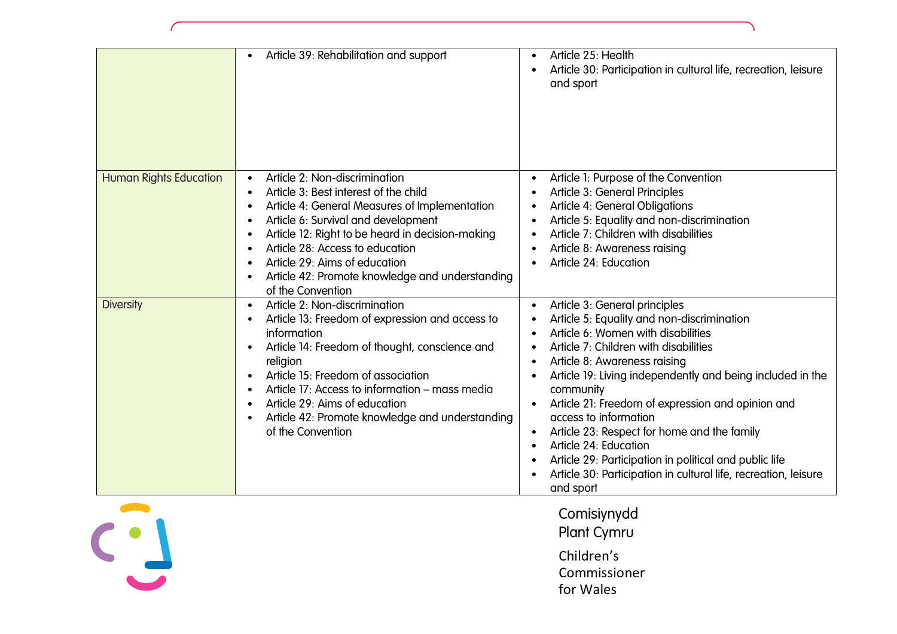| | | |
|---|---|---|
| | • Article 39: Rehabilitation and support | • Article 25: Health<br>• Article 30: Participation in cultural life, recreation, leisure and sport |
| Human Rights Education | • Article 2: Non-discrimination<br>• Article 3: Best interest of the child<br>• Article 4: General Measures of Implementation<br>• Article 6: Survival and development<br>• Article 12: Right to be heard in decision-making<br>• Article 28: Access to education<br>• Article 29: Aims of education<br>• Article 42: Promote knowledge and understanding of the Convention | • Article 1: Purpose of the Convention<br>• Article 3: General Principles<br>• Article 4: General Obligations<br>• Article 5: Equality and non-discrimination<br>• Article 7: Children with disabilities<br>• Article 8: Awareness raising<br>• Article 24: Education |
| Diversity | • Article 2: Non-discrimination<br>• Article 13: Freedom of expression and access to information<br>• Article 14: Freedom of thought, conscience and religion<br>• Article 15: Freedom of association<br>• Article 17: Access to information – mass media<br>• Article 29: Aims of education<br>• Article 42: Promote knowledge and understanding of the Convention | • Article 3: General principles<br>• Article 5: Equality and non-discrimination<br>• Article 6: Women with disabilities<br>• Article 7: Children with disabilities<br>• Article 8: Awareness raising<br>• Article 19: Living independently and being included in the community<br>• Article 21: Freedom of expression and opinion and access to information<br>• Article 23: Respect for home and the family<br>• Article 24: Education<br>• Article 29: Participation in political and public life<br>• Article 30: Participation in cultural life, recreation, leisure and sport |

Comisiynydd Plant Cymru

Children's Commissioner for Wales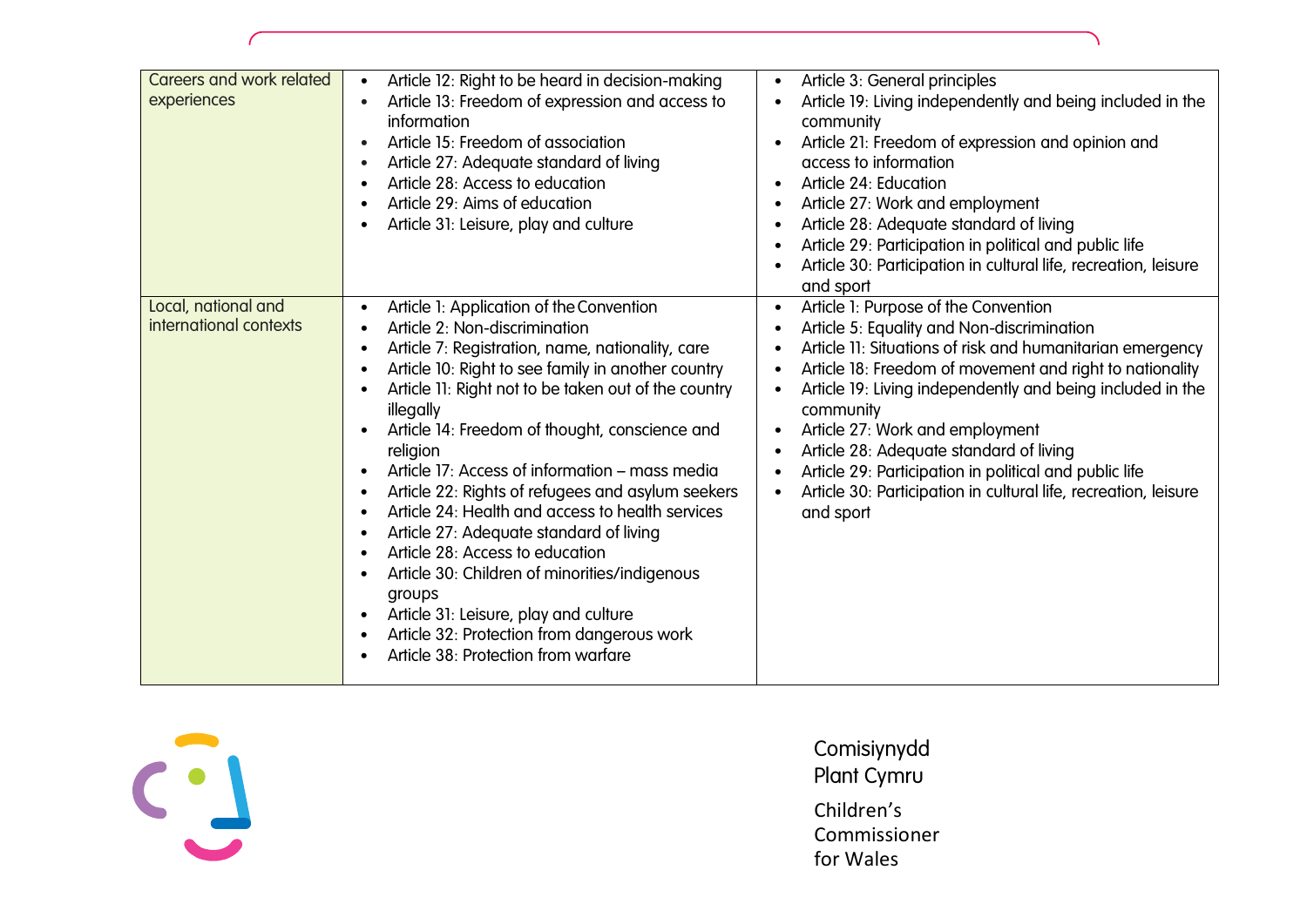| | | |
|---|---|---|
| Careers and work related experiences | • Article 12: Right to be heard in decision-making<br>• Article 13: Freedom of expression and access to information<br>• Article 15: Freedom of association<br>• Article 27: Adequate standard of living<br>• Article 28: Access to education<br>• Article 29: Aims of education<br>• Article 31: Leisure, play and culture | • Article 3: General principles<br>• Article 19: Living independently and being included in the community<br>• Article 21: Freedom of expression and opinion and access to information<br>• Article 24: Education<br>• Article 27: Work and employment<br>• Article 28: Adequate standard of living<br>• Article 29: Participation in political and public life<br>• Article 30: Participation in cultural life, recreation, leisure and sport |
| Local, national and international contexts | • Article 1: Application of the Convention<br>• Article 2: Non-discrimination<br>• Article 7: Registration, name, nationality, care<br>• Article 10: Right to see family in another country<br>• Article 11: Right not to be taken out of the country illegally<br>• Article 14: Freedom of thought, conscience and religion<br>• Article 17: Access of information – mass media<br>• Article 22: Rights of refugees and asylum seekers<br>• Article 24: Health and access to health services<br>• Article 27: Adequate standard of living<br>• Article 28: Access to education<br>• Article 30: Children of minorities/indigenous groups<br>• Article 31: Leisure, play and culture<br>• Article 32: Protection from dangerous work<br>• Article 38: Protection from warfare | • Article 1: Purpose of the Convention<br>• Article 5: Equality and Non-discrimination<br>• Article 11: Situations of risk and humanitarian emergency<br>• Article 18: Freedom of movement and right to nationality<br>• Article 19: Living independently and being included in the community<br>• Article 27: Work and employment<br>• Article 28: Adequate standard of living<br>• Article 29: Participation in political and public life<br>• Article 30: Participation in cultural life, recreation, leisure and sport |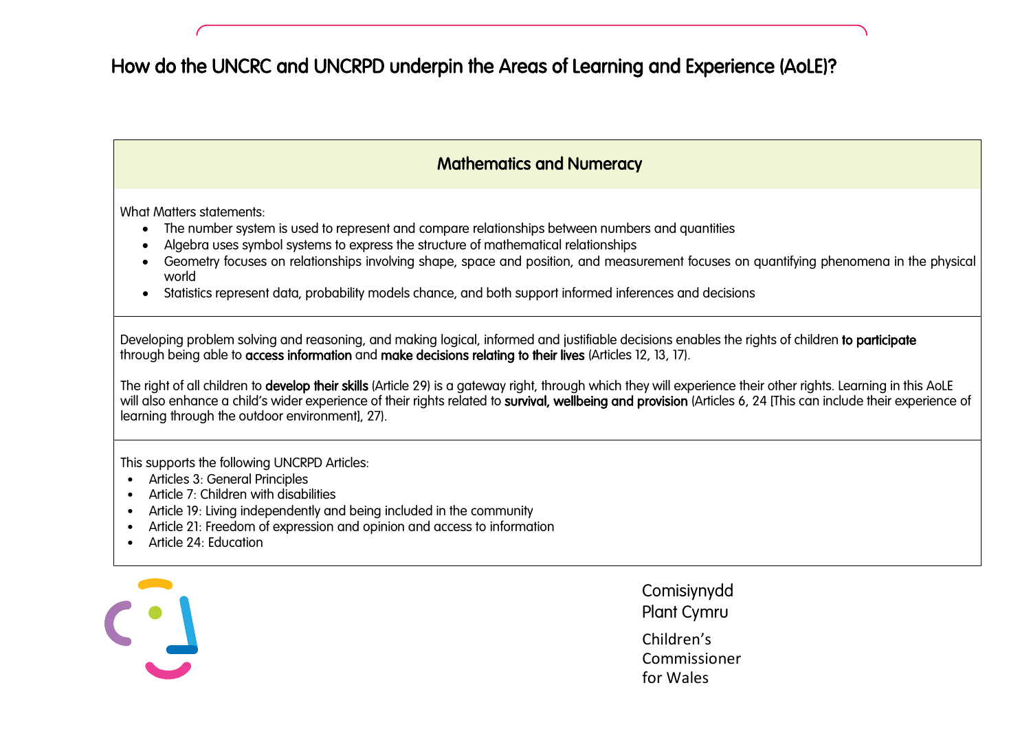## How do the UNCRC and UNCRPD underpin the Areas of Learning and Experience (AoLE)?

### Mathematics and Numeracy

What Matters statements:

- The number system is used to represent and compare relationships between numbers and quantities
- Algebra uses symbol systems to express the structure of mathematical relationships
- Geometry focuses on relationships involving shape, space and position, and measurement focuses on quantifying phenomena in the physical world
- Statistics represent data, probability models chance, and both support informed inferences and decisions

Developing problem solving and reasoning, and making logical, informed and justifiable decisions enables the rights of children **to participate** through being able to **access information** and **make decisions relating to their lives** (Articles 12, 13, 17).

The right of all children to **develop their skills** (Article 29) is a gateway right, through which they will experience their other rights. Learning in this AoLE will also enhance a child's wider experience of their rights related to **survival, wellbeing and provision** (Articles 6, 24 [This can include their experience of learning through the outdoor environment], 27).

This supports the following UNCRPD Articles:

- Articles 3: General Principles
- Article 7: Children with disabilities
- Article 19: Living independently and being included in the community
- Article 21: Freedom of expression and opinion and access to information
- Article 24: Education

Comisiynydd Plant Cymru

Children's Commissioner for Wales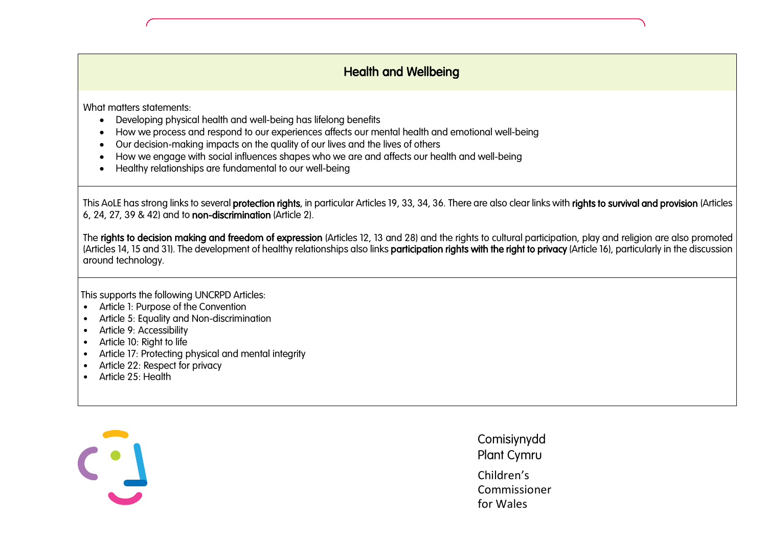## Health and Wellbeing

What matters statements:

- Developing physical health and well-being has lifelong benefits
- How we process and respond to our experiences affects our mental health and emotional well-being
- Our decision-making impacts on the quality of our lives and the lives of others
- How we engage with social influences shapes who we are and affects our health and well-being
- Healthy relationships are fundamental to our well-being

This AoLE has strong links to several **protection rights**, in particular Articles 19, 33, 34, 36. There are also clear links with **rights to survival and provision** (Articles 6, 24, 27, 39 & 42) and to **non-discrimination** (Article 2).

The **rights to decision making and freedom of expression** (Articles 12, 13 and 28) and the rights to cultural participation, play and religion are also promoted (Articles 14, 15 and 31). The development of healthy relationships also links **participation rights with the right to privacy** (Article 16), particularly in the discussion around technology.

This supports the following UNCRPD Articles:

- Article 1: Purpose of the Convention
- Article 5: Equality and Non-discrimination
- Article 9: Accessibility
- Article 10: Right to life
- Article 17: Protecting physical and mental integrity
- Article 22: Respect for privacy
- Article 25: Health

Comisiynydd Plant Cymru

Children's Commissioner for Wales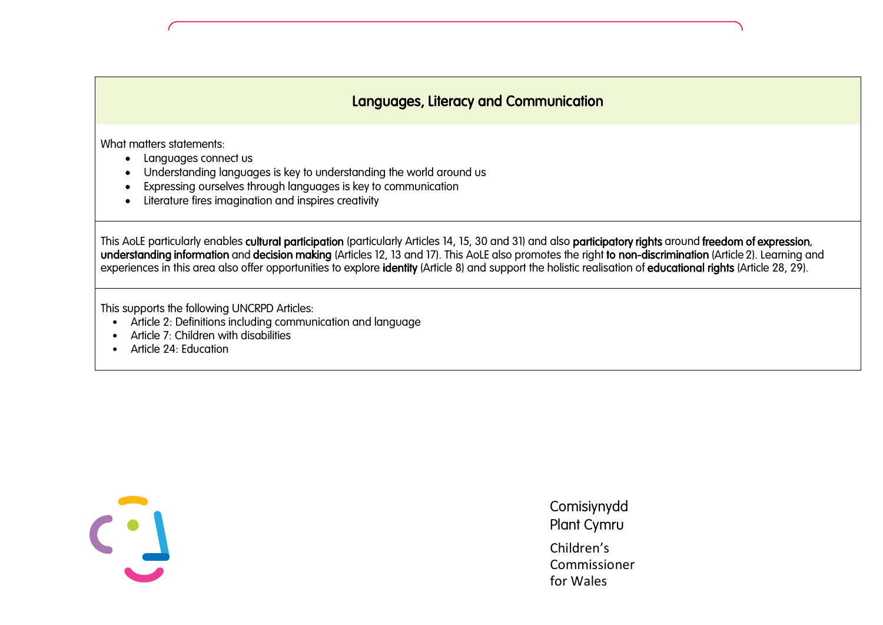## Languages, Literacy and Communication

What matters statements:

- Languages connect us
- Understanding languages is key to understanding the world around us
- Expressing ourselves through languages is key to communication
- Literature fires imagination and inspires creativity

This AoLE particularly enables **cultural participation** (particularly Articles 14, 15, 30 and 31) and also **participatory rights** around **freedom of expression**, **understanding information** and **decision making** (Articles 12, 13 and 17). This AoLE also promotes the right **to non-discrimination** (Article 2). Learning and experiences in this area also offer opportunities to explore **identity** (Article 8) and support the holistic realisation of **educational rights** (Article 28, 29).

This supports the following UNCRPD Articles:

- Article 2: Definitions including communication and language
- Article 7: Children with disabilities
- Article 24: Education

Comisiynydd Plant Cymru

Children's Commissioner for Wales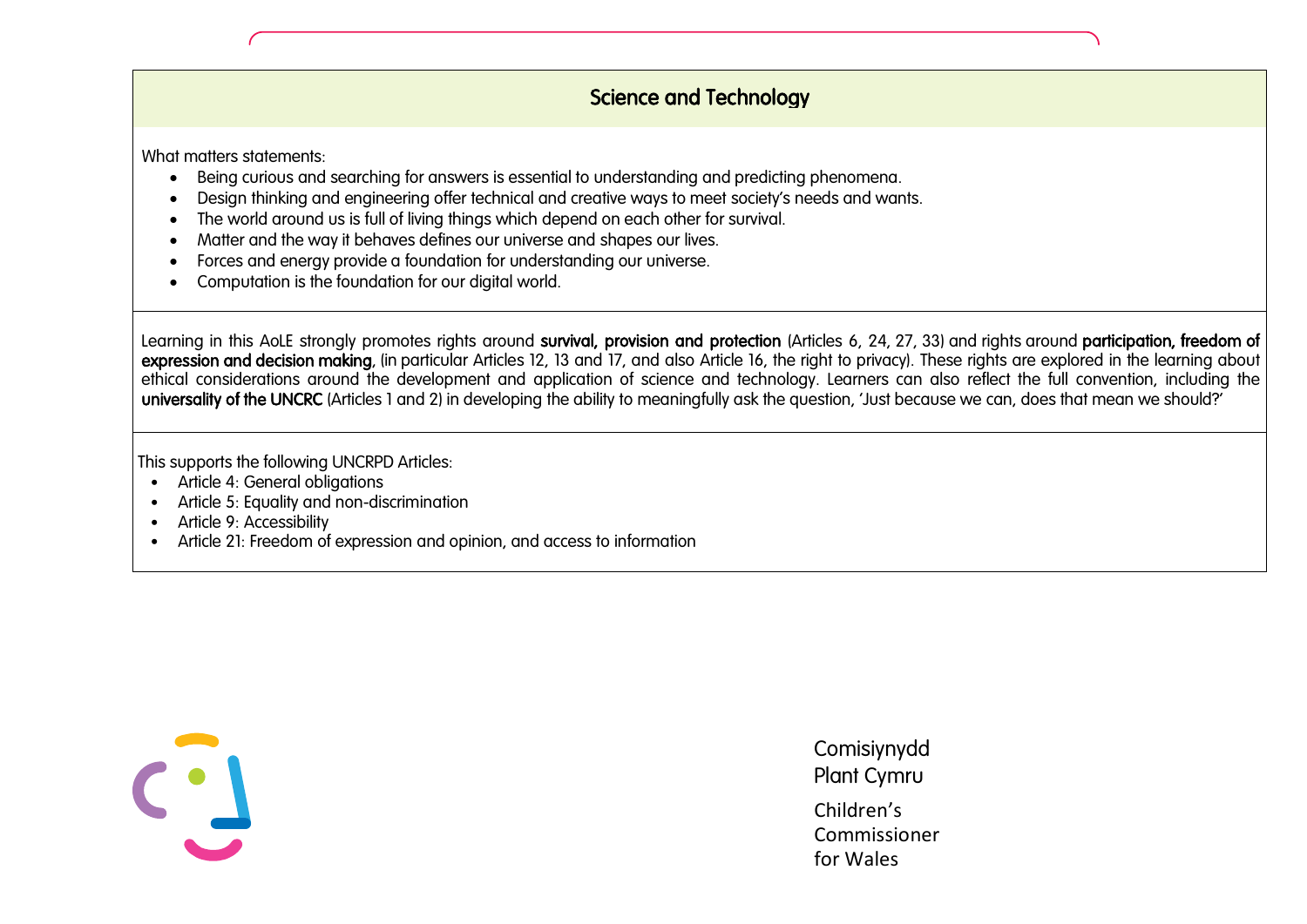## Science and Technology

What matters statements:

- Being curious and searching for answers is essential to understanding and predicting phenomena.
- Design thinking and engineering offer technical and creative ways to meet society's needs and wants.
- The world around us is full of living things which depend on each other for survival.
- Matter and the way it behaves defines our universe and shapes our lives.
- Forces and energy provide a foundation for understanding our universe.
- Computation is the foundation for our digital world.

Learning in this AoLE strongly promotes rights around **survival, provision and protection** (Articles 6, 24, 27, 33) and rights around **participation, freedom of expression and decision making**, (in particular Articles 12, 13 and 17, and also Article 16, the right to privacy). These rights are explored in the learning about ethical considerations around the development and application of science and technology. Learners can also reflect the full convention, including the **universality of the UNCRC** (Articles 1 and 2) in developing the ability to meaningfully ask the question, 'Just because we can, does that mean we should?'

This supports the following UNCRPD Articles:

- Article 4: General obligations
- Article 5: Equality and non-discrimination
- Article 9: Accessibility
- Article 21: Freedom of expression and opinion, and access to information

Comisiynydd Plant Cymru

Children's Commissioner for Wales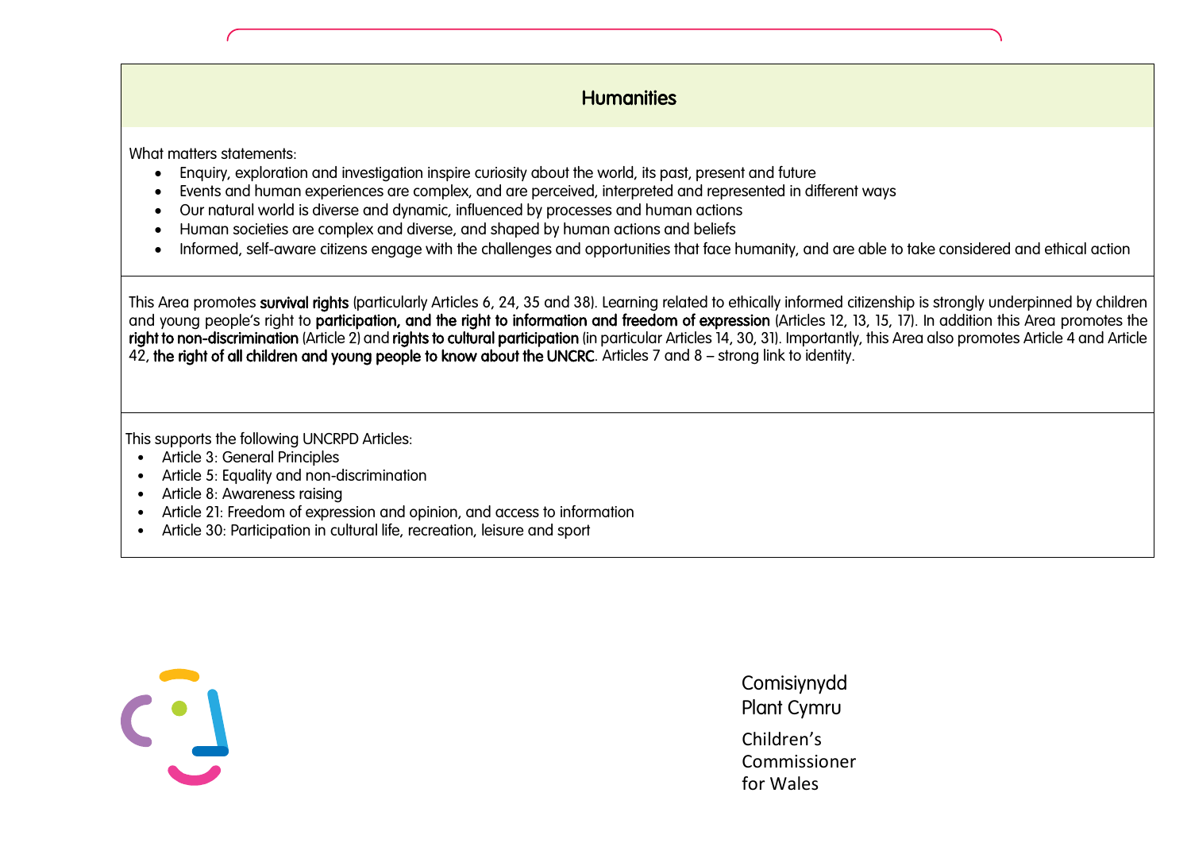## Humanities

What matters statements:

- Enquiry, exploration and investigation inspire curiosity about the world, its past, present and future
- Events and human experiences are complex, and are perceived, interpreted and represented in different ways
- Our natural world is diverse and dynamic, influenced by processes and human actions
- Human societies are complex and diverse, and shaped by human actions and beliefs
- Informed, self-aware citizens engage with the challenges and opportunities that face humanity, and are able to take considered and ethical action

This Area promotes **survival rights** (particularly Articles 6, 24, 35 and 38). Learning related to ethically informed citizenship is strongly underpinned by children and young people's right to **participation, and the right to information and freedom of expression** (Articles 12, 13, 15, 17). In addition this Area promotes the **right to non-discrimination** (Article 2) and **rights to cultural participation** (in particular Articles 14, 30, 31). Importantly, this Area also promotes Article 4 and Article 42, **the right of all children and young people to know about the UNCRC**. Articles 7 and 8 – strong link to identity.

This supports the following UNCRPD Articles:

- Article 3: General Principles
- Article 5: Equality and non-discrimination
- Article 8: Awareness raising
- Article 21: Freedom of expression and opinion, and access to information
- Article 30: Participation in cultural life, recreation, leisure and sport

Comisiynydd Plant Cymru

Children's Commissioner for Wales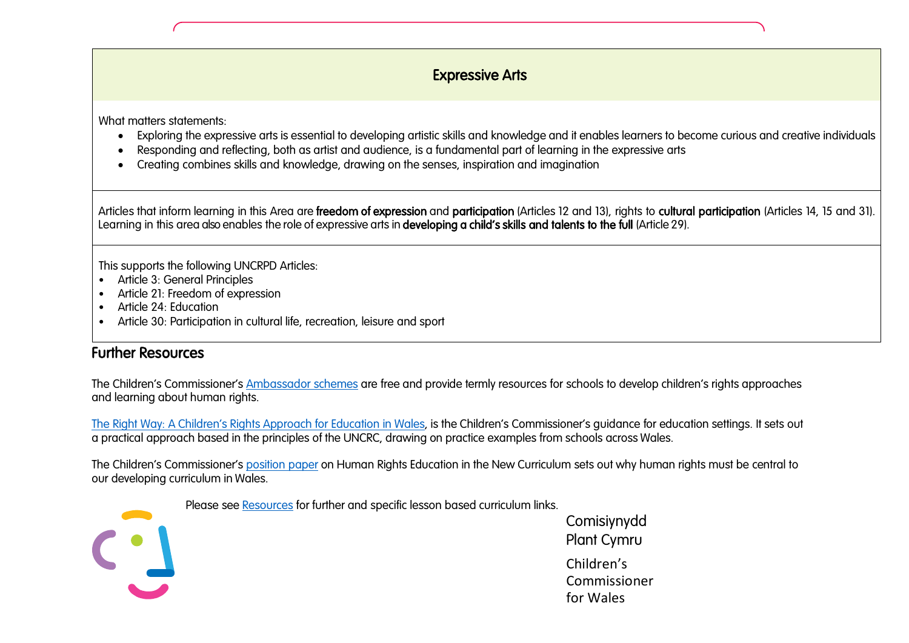## Expressive Arts

What matters statements:

- Exploring the expressive arts is essential to developing artistic skills and knowledge and it enables learners to become curious and creative individuals
- Responding and reflecting, both as artist and audience, is a fundamental part of learning in the expressive arts
- Creating combines skills and knowledge, drawing on the senses, inspiration and imagination

Articles that inform learning in this Area are **freedom of expression** and **participation** (Articles 12 and 13), rights to **cultural participation** (Articles 14, 15 and 31). Learning in this area also enables the role of expressive arts in **developing a child's skills and talents to the full** (Article 29).

This supports the following UNCRPD Articles:

- Article 3: General Principles
- Article 21: Freedom of expression
- Article 24: Education
- Article 30: Participation in cultural life, recreation, leisure and sport

## Further Resources

The Children's Commissioner's Ambassador schemes are free and provide termly resources for schools to develop children's rights approaches and learning about human rights.

The Right Way: A Children's Rights Approach for Education in Wales, is the Children's Commissioner's guidance for education settings. It sets out a practical approach based in the principles of the UNCRC, drawing on practice examples from schools across Wales.

The Children's Commissioner's position paper on Human Rights Education in the New Curriculum sets out why human rights must be central to our developing curriculum in Wales.

Please see Resources for further and specific lesson based curriculum links.

Comisiynydd Plant Cymru

Children's Commissioner for Wales